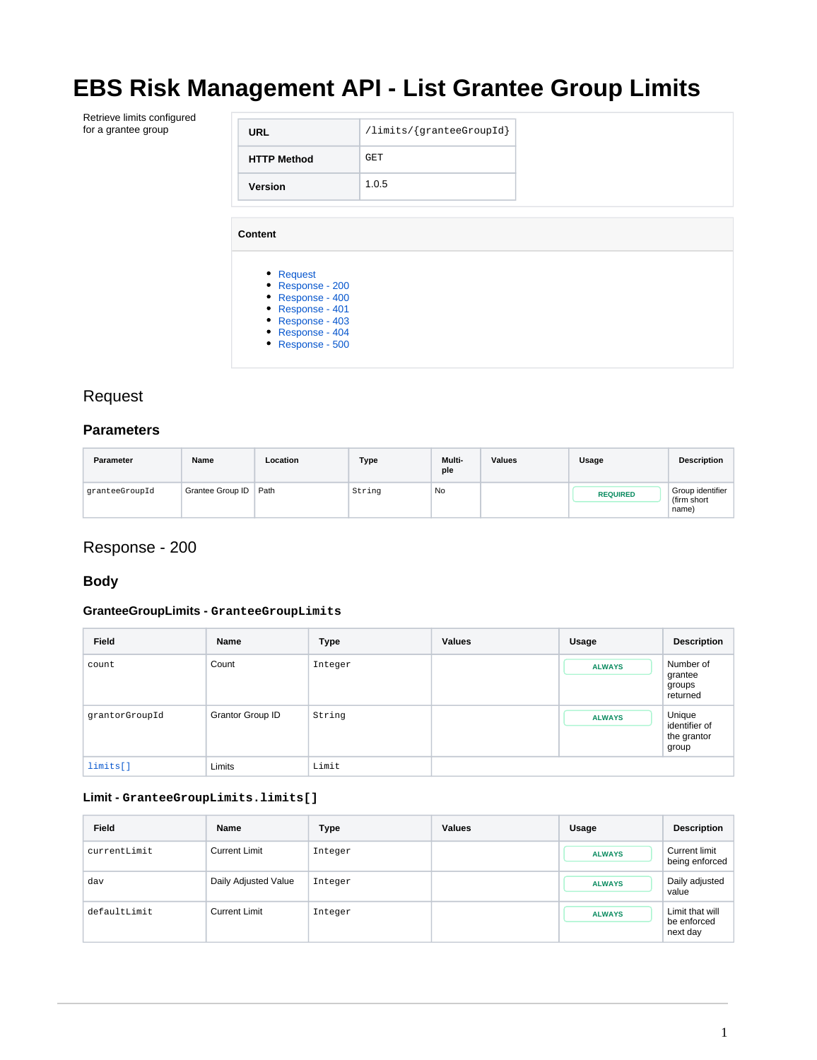# EBS Risk Management API - List Grantee Group Limits

Retrieve limits configured for a grantee group

| URL | `/limits/{granteeGroupId}` |
|---|---|
| HTTP Method | GET |
| Version | 1.0.5 |

**Content**

- Request
- Response - 200
- Response - 400
- Response - 401
- Response - 403
- Response - 404
- Response - 500

## Request

### Parameters

| Parameter | Name | Location | Type | Multi-ple | Values | Usage | Description |
|---|---|---|---|---|---|---|---|
| `granteeGroupId` | Grantee Group ID | Path | `String` | No | | REQUIRED | Group identifier (firm short name) |

## Response - 200

### Body

#### GranteeGroupLimits - `GranteeGroupLimits`

| Field | Name | Type | Values | Usage | Description |
|---|---|---|---|---|---|
| `count` | Count | `Integer` | | ALWAYS | Number of grantee groups returned |
| `grantorGroupId` | Grantor Group ID | `String` | | ALWAYS | Unique identifier of the grantor group |
| `limits[]` | Limits | `Limit` | | | |

#### Limit - `GranteeGroupLimits.limits[]`

| Field | Name | Type | Values | Usage | Description |
|---|---|---|---|---|---|
| `currentLimit` | Current Limit | `Integer` | | ALWAYS | Current limit being enforced |
| `dav` | Daily Adjusted Value | `Integer` | | ALWAYS | Daily adjusted value |
| `defaultLimit` | Current Limit | `Integer` | | ALWAYS | Limit that will be enforced next day |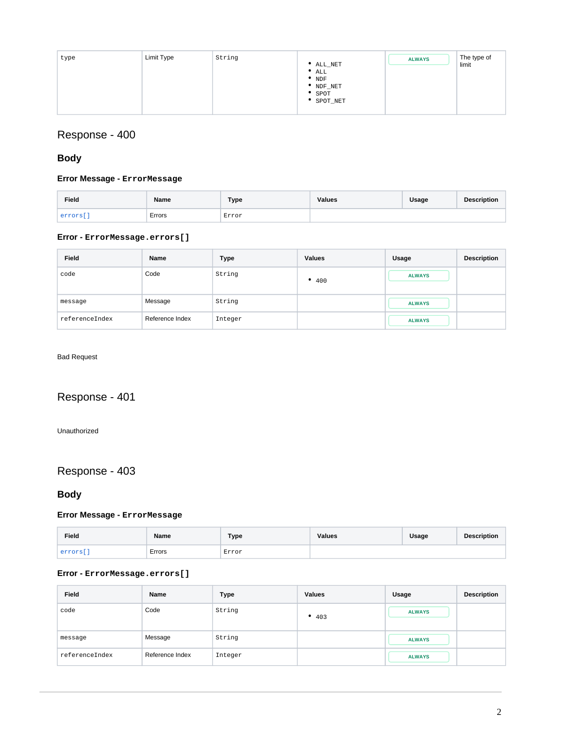| type | Limit Type | String | • ALL_NET<br>• ALL<br>• NDF<br>• NDF_NET<br>• SPOT<br>• SPOT_NET | ALWAYS | The type of limit |
|---|---|---|---|---|---|

## Response - 400

### Body

#### Error Message - ErrorMessage

| Field | Name | Type | Values | Usage | Description |
|---|---|---|---|---|---|
| errors[] | Errors | Error | | | |

#### Error - ErrorMessage.errors[]

| Field | Name | Type | Values | Usage | Description |
|---|---|---|---|---|---|
| code | Code | String | • 400 | ALWAYS | |
| message | Message | String | | ALWAYS | |
| referenceIndex | Reference Index | Integer | | ALWAYS | |

Bad Request

## Response - 401

Unauthorized

## Response - 403

### Body

#### Error Message - ErrorMessage

| Field | Name | Type | Values | Usage | Description |
|---|---|---|---|---|---|
| errors[] | Errors | Error | | | |

#### Error - ErrorMessage.errors[]

| Field | Name | Type | Values | Usage | Description |
|---|---|---|---|---|---|
| code | Code | String | • 403 | ALWAYS | |
| message | Message | String | | ALWAYS | |
| referenceIndex | Reference Index | Integer | | ALWAYS | |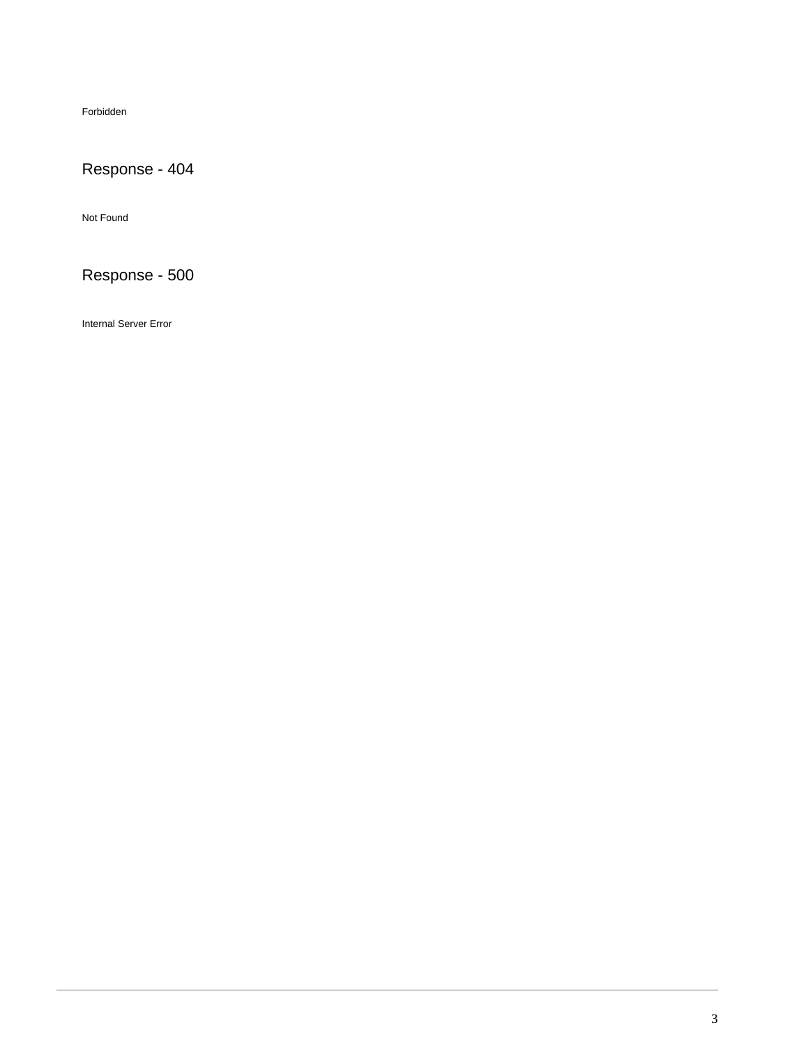Forbidden

## Response - 404

Not Found

## Response - 500

Internal Server Error